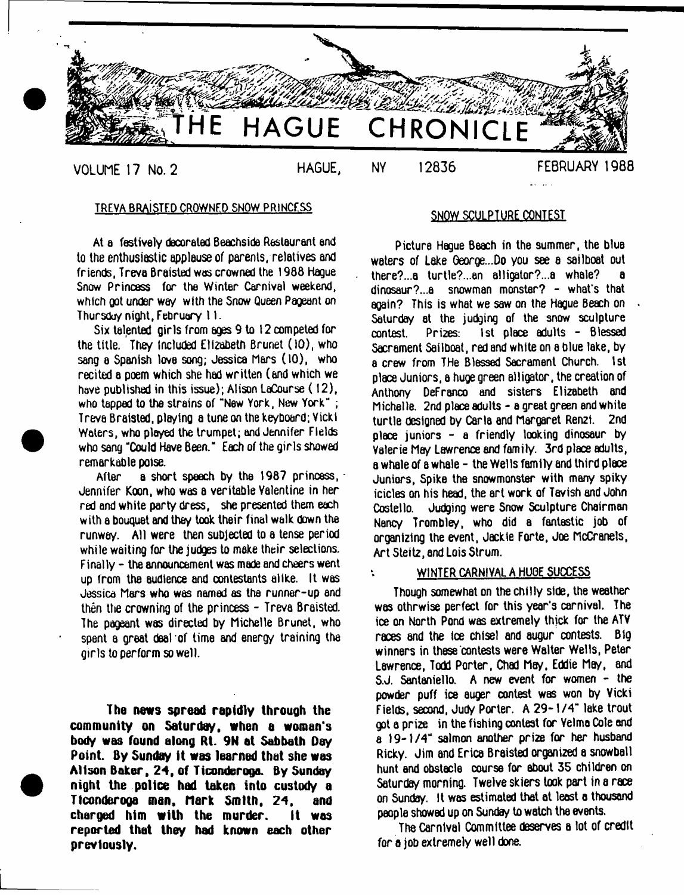# THE HAGUE CHRONICLE

VOLUME 17 No. 2 HAGUE, NY 12836 FEBRUARY 1988

## TREVA BRAISTED CROWNED SNOW PRINCESS

At a festively decorated Beachside Restaurant and to the enthusiastic applause of parents, relatives and friends, Treva Braisted was crowned the 1988 Hague Snow Princess for the Winter Carnival weekend, which got under way with the Snow Queen Pageant on Thursday night, February 11.

Six talented girls from ages 9 to 12 competed for the title. They included Elizabeth Brunet (10), who sang a Spanish love song; Jessica Mars (10), who recited a poem which she had written (and which we have published in this issue); Alison LaCourse (12), who tapped to the strains of "New York, New York"; Treva Braisted, playing a tune on the keyboard; Vicki Waters, who played the trumpet; and Jennifer Fields who sang "Could Have Been." Each of the girls showed remarkable poise.

After a short speech by the 1987 princess, Jennifer Koon, who was a veritable Valentine in her red and white party dress, she presented them each with a bouquet and they took their final walk down the runway. All were then subjected to a tense period while waiting for the judges to make their selections. Finally - the announcement was made and cheers went up from the audience and contestants alike. It was Jessica Mars who was named as the runner-up and then the crowning of the princess - Treva Braisted. The pageant was directed by Michelle Brunet, who spent a great deal of time and energy training the girls to perform so well.

**The news spread rapidly through the community on Saturday, when a woman's body was found along Rt. 9N at Sabbath Day Point. By Sunday it was learned that she was Alison Baker, 24, of Ticonderoga. By Sunday night the police had taken into custody a Ticonderoga man, Mark Smith, 24, and charged him with the murder. It was reported that they had known each other previously.**

## SNOW SCULPTURE CONTEST

Picture Hague Beach in the summer, the blue waters of Lake George...Do you see a sailboat out there?...a turtle?...an alligator?...a whale? a dinosaur?...a snowman monster? - what's that again? This is what we saw on the Hague Beach on Saturday at the judging of the snow sculpture contest. Prizes: 1st place adults - Blessed Sacrament Sailboat, red and white on a blue lake, by a crew from THe Blessed Sacrament Church. 1st place Juniors, a huge green alligator, the creation of Anthony DeFranco and sisters Elizabeth and Michelle. 2nd place adults - a great green and white turtle designed by Carla and Margaret Renzi. 2nd place juniors - a friendly looking dinosaur by Valerie May Lawrence and family. 3rd place adults, a whale of a whale - the Wells family and third place Juniors, Spike the snowmonster with many spiky icicles on his head, the art work of Tavish and John Costello. Judging were Snow Sculpture Chairman Nancy Trombley, who did a fantastic job of organizing the event, Jackie Forte, Joe McCranels, Art Steitz, and Lois Strum.

## WINTER CARNIVAL A HUGE SUCCESS

Though somewhat on the chilly side, the weather was othrwise perfect for this year's carnival. The ice on North Pond was extremely thick for the ATV races and the ice chisel and augur contests. Big winners in these contests were Walter Wells, Peter Lawrence, Todd Porter, Chad May, Eddie May, and S.J. Santaniello. A new event for women - the powder puff ice auger contest was won by Vicki Fields, second, Judy Porter. A 29-1/4" lake trout got a prize in the fishing contest for Velma Cole and a 19-1/4" salmon another prize for her husband Ricky. Jim and Erica Braisted organized a snowball hunt and obstacle course for about 35 children on Saturday morning. Twelve skiers took part in a race on Sunday. It was estimated that at least a thousand people showed up on Sunday to watch the events.

The Carnival Committee deserves a lot of credit for a job extremely well done.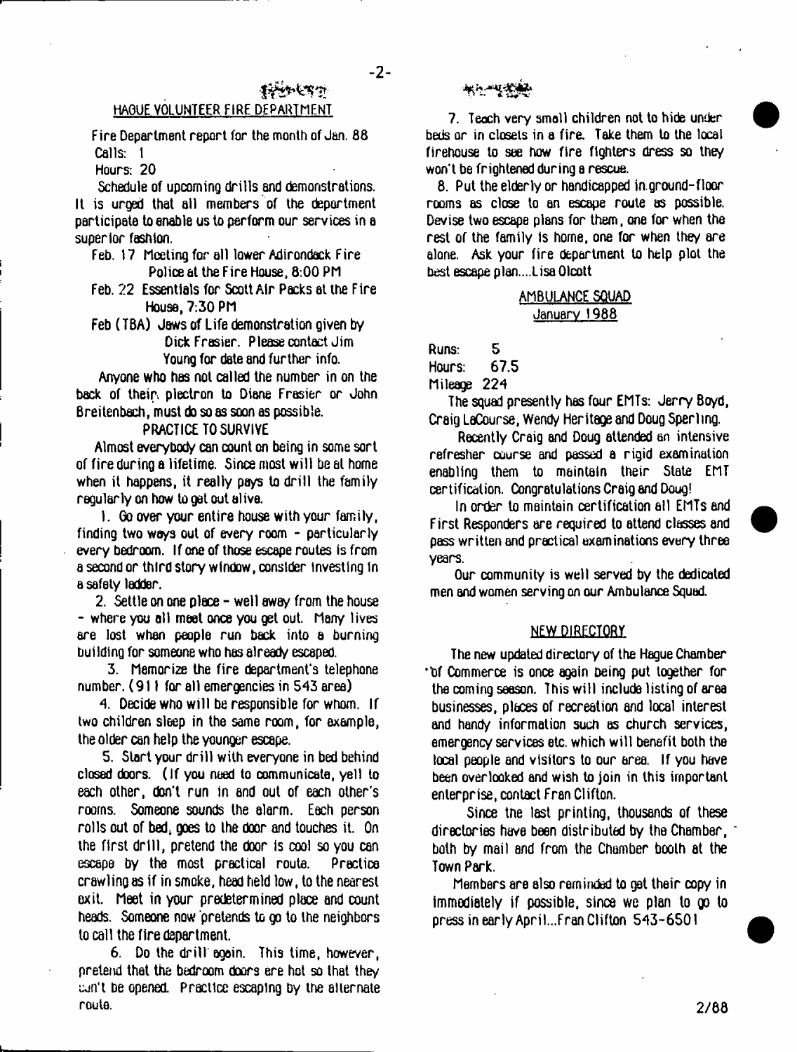## HAGUE VOLUNTEER FIRE DEPARTMENT

Fire Department report for the month of Jan. 88
Calls: 1
Hours: 20

Schedule of upcoming drills and demonstrations. It is urged that all members of the department participate to enable us to perform our services in a superior fashion.

Feb. 17 Meeting for all lower Adirondack Fire Police at the Fire House, 8:00 PM

Feb. 22 Essentials for Scott Air Packs at the Fire House, 7:30 PM

Feb (TBA) Jaws of Life demonstration given by Dick Frasier. Please contact Jim Young for date and further info.

Anyone who has not called the number in on the back of their plectron to Diane Frasier or John Breitenbach, must do so as soon as possible.

### PRACTICE TO SURVIVE

Almost everybody can count on being in some sort of fire during a lifetime. Since most will be at home when it happens, it really pays to drill the family regularly on how to get out alive.

1. Go over your entire house with your family, finding two ways out of every room - particularly every bedroom. If one of those escape routes is from a second or third story window, consider investing in a safety ladder.

2. Settle on one place - well away from the house - where you all meet once you get out. Many lives are lost when people run back into a burning building for someone who has already escaped.

3. Memorize the fire department's telephone number. (911 for all emergencies in 543 area)

4. Decide who will be responsible for whom. If two children sleep in the same room, for example, the older can help the younger escape.

5. Start your drill with everyone in bed behind closed doors. (If you need to communicate, yell to each other, don't run in and out of each other's rooms. Someone sounds the alarm. Each person rolls out of bed, goes to the door and touches it. On the first drill, pretend the door is cool so you can escape by the most practical route. Practice crawling as if in smoke, head held low, to the nearest exit. Meet in your predetermined place and count heads. Someone now pretends to go to the neighbors to call the fire department.

6. Do the drill again. This time, however, pretend that the bedroom doors are hot so that they can't be opened. Practice escaping by the alternate route.

7. Teach very small children not to hide under beds or in closets in a fire. Take them to the local firehouse to see how fire fighters dress so they won't be frightened during a rescue.

8. Put the elderly or handicapped in ground-floor rooms as close to an escape route as possible. Devise two escape plans for them, one for when the rest of the family is home, one for when they are alone. Ask your fire department to help plot the best escape plan....Lisa Olcott

## AMBULANCE SQUAD
### January 1988

Runs: 5
Hours: 67.5
Mileage 224

The squad presently has four EMTs: Jerry Boyd, Craig LaCourse, Wendy Heritage and Doug Sperling.

Recently Craig and Doug attended an intensive refresher course and passed a rigid examination enabling them to maintain their State EMT certification. Congratulations Craig and Doug!

In order to maintain certification all EMTs and First Responders are required to attend classes and pass written and practical examinations every three years.

Our community is well served by the dedicated men and women serving on our Ambulance Squad.

## NEW DIRECTORY

The new updated directory of the Hague Chamber of Commerce is once again being put together for the coming season. This will include listing of area businesses, places of recreation and local interest and handy information such as church services, emergency services etc. which will benefit both the local people and visitors to our area. If you have been overlooked and wish to join in this important enterprise, contact Fran Clifton.

Since the last printing, thousands of these directories have been distributed by the Chamber, both by mail and from the Chamber booth at the Town Park.

Members are also reminded to get their copy in immediately if possible, since we plan to go to press in early April...Fran Clifton 543-6501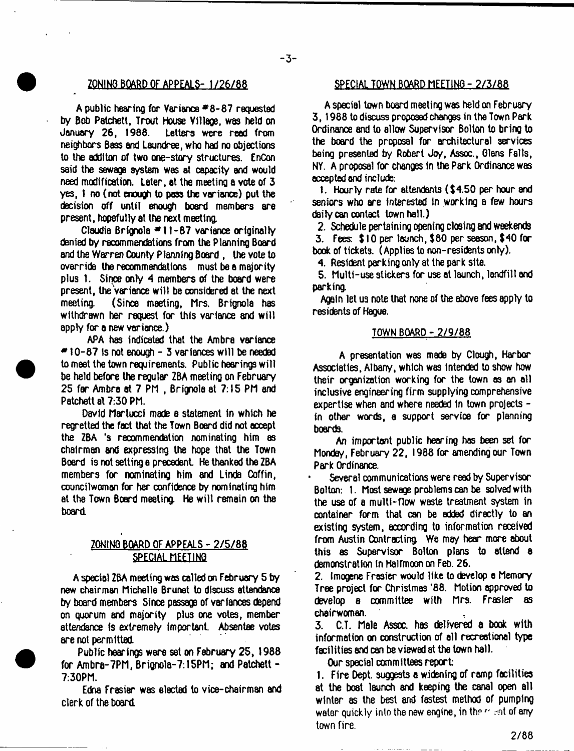## ZONING BOARD OF APPEALS- 1/26/88

A public hearing for Variance #8-87 requested by Bob Patchett, Trout House Village, was held on January 26, 1988. Letters were read from neighbors Bass and Laundree, who had no objections to the additon of two one-story structures. EnCon said the sewage system was at capacity and would need modification. Later, at the meeting a vote of 3 yes, 1 no (not enough to pass the variance) put the decision off until enough board members are present, hopefully at the next meeting.

Claudia Brignola #11-87 variance originally denied by recommendations from the Planning Board and the Warren County Planning Board, the vote to override the recommendations must be a majority plus 1. Since only 4 members of the board were present, the variance will be considered at the next meeting. (Since meeting, Mrs. Brignola has withdrawn her request for this variance and will apply for a new variance.)

APA has indicated that the Ambra variance #10-87 is not enough - 3 variances will be needed to meet the town requirements. Public hearings will be held before the regular ZBA meeting on February 25 for Ambra at 7 PM, Brignola at 7:15 PM and Patchett at 7:30 PM.

David Martucci made a statement in which he regretted the fact that the Town Board did not accept the ZBA 's recommendation nominating him as chairman and expressing the hope that the Town Board is not setting a precedent. He thanked the ZBA members for nominating him and Linda Coffin, councilwoman for her confidence by nominating him at the Town Board meeting. He will remain on the board.

## ZONING BOARD OF APPEALS - 2/5/88 SPECIAL MEETING

A special ZBA meeting was called on February 5 by new chairman Michelle Brunet to discuss attendance by board members Since passage of variances depend on quorum and majority plus one votes, member attendance is extremely important. Absentee votes are not permitted.

Public hearings were set on February 25, 1988 for Ambra-7PM, Brignola-7:15PM; and Patchett - 7:30PM.

Edna Frasier was elected to vice-chairman and clerk of the board.

## SPECIAL TOWN BOARD MEETING - 2/3/88

A special town board meeting was held on February 3, 1988 to discuss proposed changes in the Town Park Ordinance and to allow Supervisor Bolton to bring to the board the proposal for architectural services being presented by Robert Joy, Assoc., Glens Falls, NY. A proposal for changes in the Park Ordinance was accepted and include:

1. Hourly rate for attendants ($4.50 per hour and seniors who are interested in working a few hours daily can contact town hall.)

2. Schedule pertaining opening closing and weekends

3. Fees: $10 per launch, $80 per season, $40 for book of tickets. (Applies to non-residents only).

4. Resident parking only at the park site.

5. Multi-use stickers for use at launch, landfill and parking.

Again let us note that none of the above fees apply to residents of Hague.

## TOWN BOARD - 2/9/88

A presentation was made by Clough, Harbor Associates, Albany, which was intended to show how their organization working for the town as an all inclusive engineering firm supplying comprehensive expertise when and where needed in town projects - in other words, a support service for planning boards.

An important public hearing has been set for Monday, February 22, 1988 for amending our Town Park Ordinance.

Several communications were read by Supervisor Bolton: 1. Most sewage problems can be solved with the use of a multi-flow waste treatment system in container form that can be added directly to an existing system, according to information received from Austin Contracting. We may hear more about this as Supervisor Bolton plans to attend a demonstration in Halfmoon on Feb. 26.

2. Imogene Fresier would like to develop a Memory Tree project for Christmas '88. Motion approved to develop a committee with Mrs. Frasier as chairwoman.

3. C.T. Male Assoc. has delivered a book with information on construction of all recreational type facilities and can be viewed at the town hall.

Our special committees report:

1. Fire Dept. suggests a widening of ramp facilities at the boat launch and keeping the canal open all winter as the best and fastest method of pumping water quickly into the new engine, in the event of any town fire.

2/88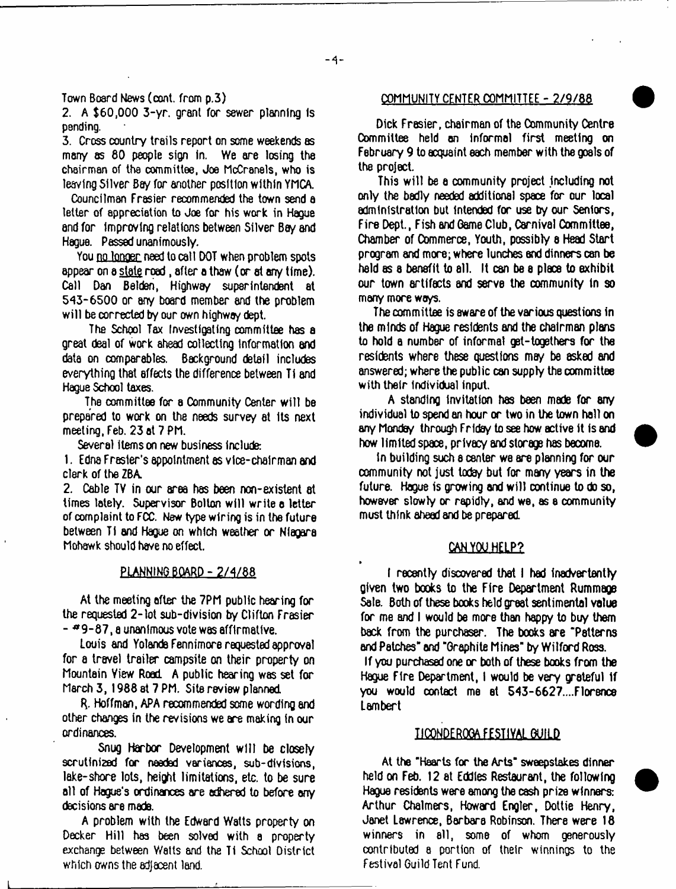Town Board News (cont. from p.3)

2. A $60,000 3-yr. grant for sewer planning is pending.

3. Cross country trails report on some weekends as many as 80 people sign in. We are losing the chairman of the committee, Joe McCranels, who is leaving Silver Bay for another position within YMCA.

Councilman Frasier recommended the town send a letter of appreciation to Joe for his work in Hague and for improving relations between Silver Bay and Hague. Passed unanimously.

You no longer need to call DOT when problem spots appear on a state road, after a thaw (or at any time). Call Dan Belden, Highway superintendent at 543-6500 or any board member and the problem will be corrected by our own highway dept.

The School Tax Investigating committee has a great deal of work ahead collecting information and data on comparables. Background detail includes everything that affects the difference between Ti and Hague School taxes.

The committee for a Community Center will be prepared to work on the needs survey at its next meeting, Feb. 23 at 7 PM.

Several items on new business include:

1. Edna Frasier's appointment as vice-chairman and clerk of the ZBA.

2. Cable TV in our area has been non-existent at times lately. Supervisor Bolton will write a letter of complaint to FCC. New type wiring is in the future between Ti and Hague on which weather or Niagara Mohawk should have no effect.

## PLANNING BOARD - 2/4/88

At the meeting after the 7PM public hearing for the requested 2-lot sub-division by Clifton Frasier - #9-87, a unanimous vote was affirmative.

Louis and Yolande Fennimore requested approval for a travel trailer campsite on their property on Mountain View Road. A public hearing was set for March 3, 1988 at 7 PM. Site review planned.

R. Hoffman, APA recommended some wording and other changes in the revisions we are making in our ordinances.

Snug Harbor Development will be closely scrutinized for needed variances, sub-divisions, lake-shore lots, height limitations, etc. to be sure all of Hague's ordinances are adhered to before any decisions are made.

A problem with the Edward Watts property on Decker Hill has been solved with a property exchange between Watts and the Ti School District which owns the adjacent land.

## COMMUNITY CENTER COMMITTEE - 2/9/88

Dick Frasier, chairman of the Community Centre Committee held an informal first meeting on February 9 to acquaint each member with the goals of the project.

This will be a community project including not only the badly needed additional space for our local administration but intended for use by our Seniors, Fire Dept., Fish and Game Club, Carnival Committee, Chamber of Commerce, Youth, possibly a Head Start program and more; where lunches and dinners can be held as a benefit to all. It can be a place to exhibit our town artifacts and serve the community in so many more ways.

The committee is aware of the various questions in the minds of Hague residents and the chairman plans to hold a number of informal get-togethers for the residents where these questions may be asked and answered; where the public can supply the committee with their individual input.

A standing invitation has been made for any individual to spend an hour or two in the town hall on any Monday through Friday to see how active it is and how limited space, privacy and storage has become.

In building such a center we are planning for our community not just today but for many years in the future. Hague is growing and will continue to do so, however slowly or rapidly, and we, as a community must think ahead and be prepared.

## CAN YOU HELP?

I recently discovered that I had inadvertently given two books to the Fire Department Rummage Sale. Both of these books held great sentimental value for me and I would be more than happy to buy them back from the purchaser. The books are "Patterns and Patches" and "Graphite Mines" by Wilford Ross.

If you purchased one or both of these books from the Hague Fire Department, I would be very grateful if you would contact me at 543-6627....Florence Lambert

## TICONDEROGA FESTIVAL GUILD

At the "Hearts for the Arts" sweepstakes dinner held on Feb. 12 at Eddies Restaurant, the following Hague residents were among the cash prize winners: Arthur Chalmers, Howard Engler, Dottie Henry, Janet Lawrence, Barbara Robinson. There were 18 winners in all, some of whom generously contributed a portion of their winnings to the Festival Guild Tent Fund.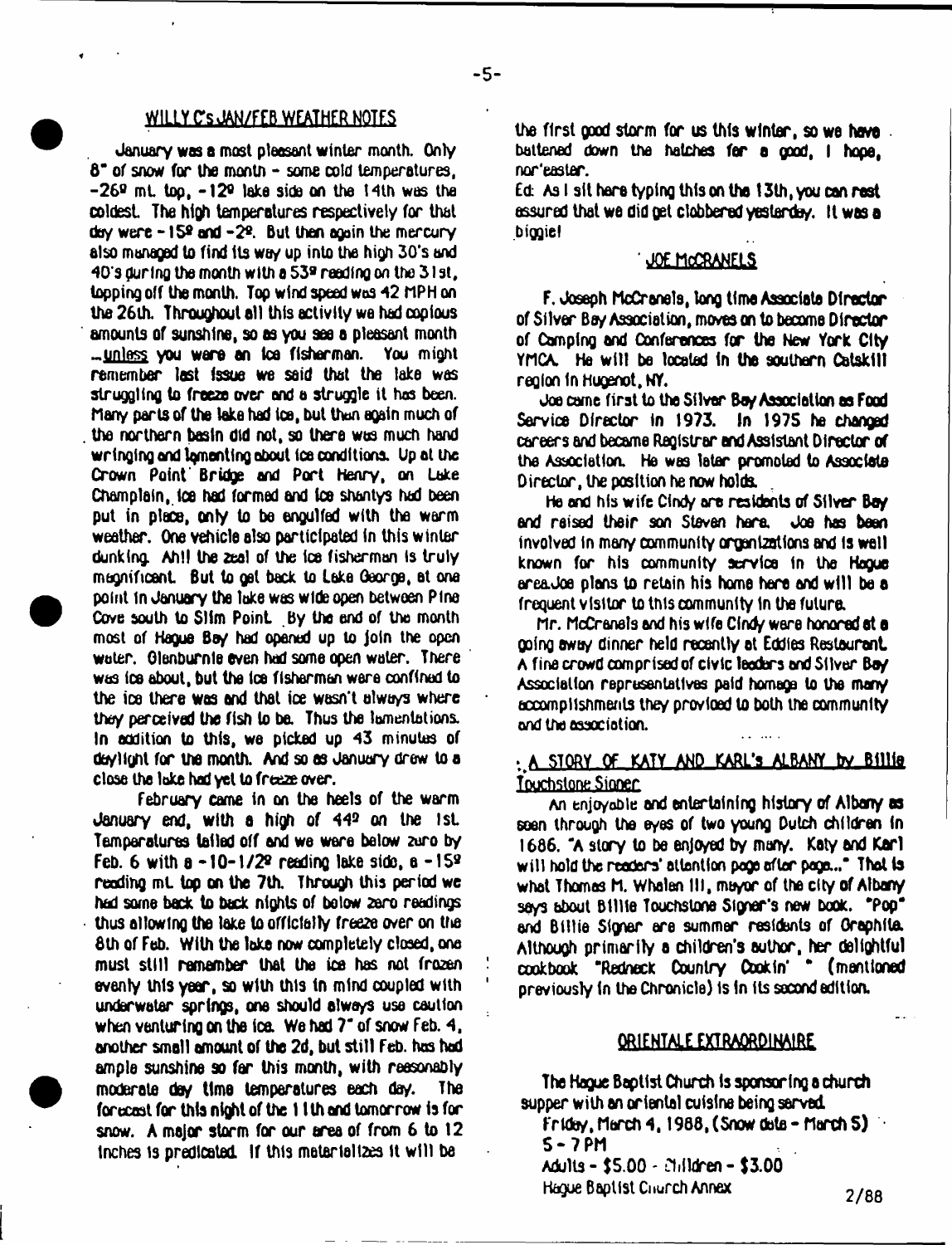## WILLY C's JAN/FEB WEATHER NOTES

January was a most pleasant winter month. Only 8" of snow for the month - some cold temperatures, -26º mt. top, -12º lake side on the 14th was the coldest. The high temperatures respectively for that day were -15º and -2º. But then again the mercury also managed to find its way up into the high 30's and 40's during the month with a 53º reading on the 31st, topping off the month. Top wind speed was 42 MPH on the 26th. Throughout all this activity we had copious amounts of sunshine, so as you see a pleasant month ...unless you were an ice fisherman. You might remember last issue we said that the lake was struggling to freeze over and a struggle it has been. Many parts of the lake had ice, but then again much of the northern basin did not, so there was much hand wringing and lamenting about ice conditions. Up at the Crown Point Bridge and Port Henry, on Lake Champlain, ice had formed and ice shantys had been put in place, only to be engulfed with the warm weather. One vehicle also participated in this winter dunking. Ah!! the zeal of the ice fisherman is truly magnificent. But to get back to Lake George, at one point in January the lake was wide open between Pine Cove south to Slim Point. By the end of the month most of Hague Bay had opened up to join the open water. Glenburnie even had some open water. There was ice about, but the ice fisherman were confined to the ice there was and that ice wasn't always where they perceived the fish to be. Thus the lamentations. In addition to this, we picked up 43 minutes of daylight for the month. And so as January drew to a close the lake had yet to freeze over.

February came in on the heels of the warm January end, with a high of 44º on the 1st. Temperatures tailed off and we were below zero by Feb. 6 with a -10-1/2º reading lake side, a -15º reading mt. top on the 7th. Through this period we had some back to back nights of below zero readings thus allowing the lake to officially freeze over on the 8th of Feb. With the lake now completely closed, one must still remember that the ice has not frozen evenly this year, so with this in mind coupled with underwater springs, one should always use caution when venturing on the ice. We had 7" of snow Feb. 4, another small amount of the 2d, but still Feb. has had ample sunshine so far this month, with reasonably moderate day time temperatures each day. The forecast for this night of the 11th and tomorrow is for snow. A major storm for our area of from 6 to 12 inches is predicted. If this materializes it will be the first good storm for us this winter, so we have battened down the hatches for a good, I hope, nor'easter.

Ed: As I sit here typing this on the 13th, you can rest assured that we did get clobbered yesterday. It was a biggie!

## JOE McCRANELS

F. Joseph McCranels, long time Associate Director of Silver Bay Association, moves on to become Director of Camping and Conferences for the New York City YMCA. He will be located in the southern Catskill region in Hugenot, NY.

Joe came first to the Silver Bay Association as Food Service Director in 1973. In 1975 he changed careers and became Registrar and Assistant Director of the Association. He was later promoted to Associate Director, the position he now holds.

He and his wife Cindy are residents of Silver Bay and raised their son Steven here. Joe has been involved in many community organizations and is well known for his community service in the Hague area. Joe plans to retain his home here and will be a frequent visitor to this community in the future.

Mr. McCranels and his wife Cindy were honored at a going away dinner held recently at Eddies Restaurant. A fine crowd comprised of civic leaders and Silver Bay Association representatives paid homage to the many accomplishments they provided to both the community and the association.

## A STORY OF KATY AND KARL's ALBANY by Billie Touchstone Signer

An enjoyable and entertaining history of Albany as seen through the eyes of two young Dutch children in 1686. "A story to be enjoyed by many. Katy and Karl will hold the readers' attention page after page..." That is what Thomas M. Whalen III, mayor of the city of Albany says about Billie Touchstone Signer's new book. "Pop" and Billie Signer are summer residents of Graphite. Although primarily a children's author, her delightful cookbook "Redneck Country Cookin' " (mentioned previously in the Chronicle) is in its second edition.

## ORIENTALE EXTRAORDINAIRE

The Hague Baptist Church is sponsoring a church supper with an oriental cuisine being served.

Friday, March 4, 1988, (Snow date - March 5)
5 - 7 PM
Adults - $5.00 - Children - $3.00
Hague Baptist Church Annex

2/88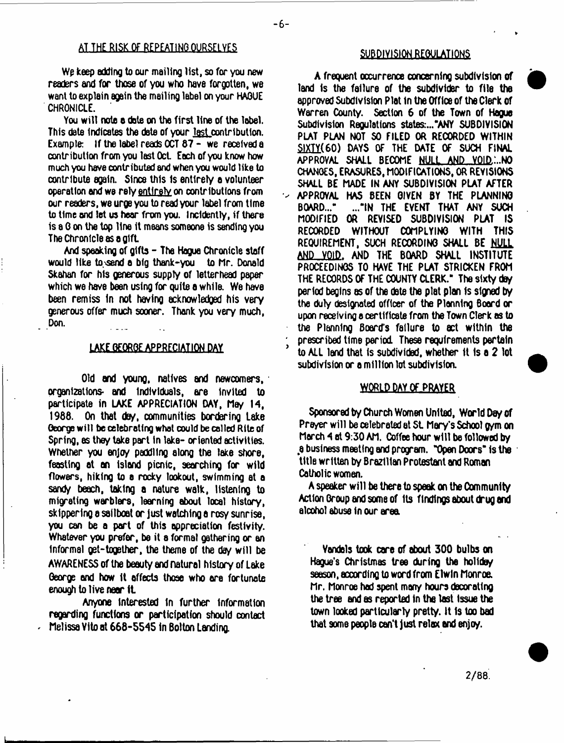## AT THE RISK OF REPEATING OURSELVES

We keep adding to our mailing list, so for you new readers and for those of you who have forgotten, we want to explain again the mailing label on your HAGUE CHRONICLE.

You will note a date on the first line of the label. This date indicates the date of your last contribution. Example: If the label reads OCT 87 - we received a contribution from you last Oct. Each of you know how much you have contributed and when you would like to contribute again. Since this is entirely a volunteer operation and we rely entirely on contributions from our readers, we urge you to read your label from time to time and let us hear from you. Incidently, if there is a G on the top line it means someone is sending you The Chronicle as a gift.

And speaking of gifts - The Hague Chronicle staff would like to send a big thank-you to Mr. Donald Skahan for his generous supply of letterhead paper which we have been using for quite a while. We have been remiss in not having acknowledged his very generous offer much sooner. Thank you very much, Don.

## LAKE GEORGE APPRECIATION DAY

Old and young, natives and newcomers, organizations and individuals, are invited to participate in LAKE APPRECIATION DAY, May 14, 1988. On that day, communities bordering Lake George will be celebrating what could be called Rite of Spring, as they take part in lake-oriented activities. Whether you enjoy paddling along the lake shore, feasting at an island picnic, searching for wild flowers, hiking to a rocky lookout, swimming at a sandy beach, taking a nature walk, listening to migrating warblers, learning about local history, skippering a sailboat or just watching a rosy sunrise, you can be a part of this appreciation festivity. Whatever you prefer, be it a formal gathering or an informal get-together, the theme of the day will be AWARENESS of the beauty and natural history of Lake George and how it affects those who are fortunate enough to live near it.

Anyone interested in further information regarding functions or participation should contact Melissa Vito at 668-5545 in Bolton Landing.

## SUBDIVISION REGULATIONS

A frequent occurrence concerning subdivision of land is the failure of the subdivider to file the approved Subdivision Plat in the Office of the Clerk of Warren County. Section 6 of the Town of Hague Subdivision Regulations states:..."ANY SUBDIVISION PLAT PLAN NOT SO FILED OR RECORDED WITHIN SIXTY(60) DAYS OF THE DATE OF SUCH FINAL APPROVAL SHALL BECOME NULL AND VOID...NO CHANGES, ERASURES, MODIFICATIONS, OR REVISIONS SHALL BE MADE IN ANY SUBDIVISION PLAT AFTER APPROVAL HAS BEEN GIVEN BY THE PLANNING BOARD..." ..."IN THE EVENT THAT ANY SUCH MODIFIED OR REVISED SUBDIVISION PLAT IS RECORDED WITHOUT COMPLYING WITH THIS REQUIREMENT, SUCH RECORDING SHALL BE NULL AND VOID, AND THE BOARD SHALL INSTITUTE PROCEEDINGS TO HAVE THE PLAT STRICKEN FROM THE RECORDS OF THE COUNTY CLERK." The sixty day period begins as of the date the plat plan is signed by the duly designated officer of the Planning Board or upon receiving a certificate from the Town Clerk as to the Planning Board's failure to act within the prescribed time period. These requirements pertain to ALL land that is subdivided, whether it is a 2 lot subdivision or a million lot subdivision.

## WORLD DAY OF PRAYER

Sponsored by Church Women United, World Day of Prayer will be celebrated at St. Mary's School gym on March 4 at 9:30 AM. Coffee hour will be followed by a business meeting and program. "Open Doors" is the title written by Brazilian Protestant and Roman Catholic women.

A speaker will be there to speak on the Community Action Group and some of its findings about drug and alcohol abuse in our area.

Vandals took care of about 300 bulbs on Hague's Christmas tree during the holiday season, according to word from Elwin Monroe. Mr. Monroe had spent many hours decorating the tree and as reported in the last issue the town looked particularly pretty. It is too bad that some people can't just relax and enjoy.

2/88.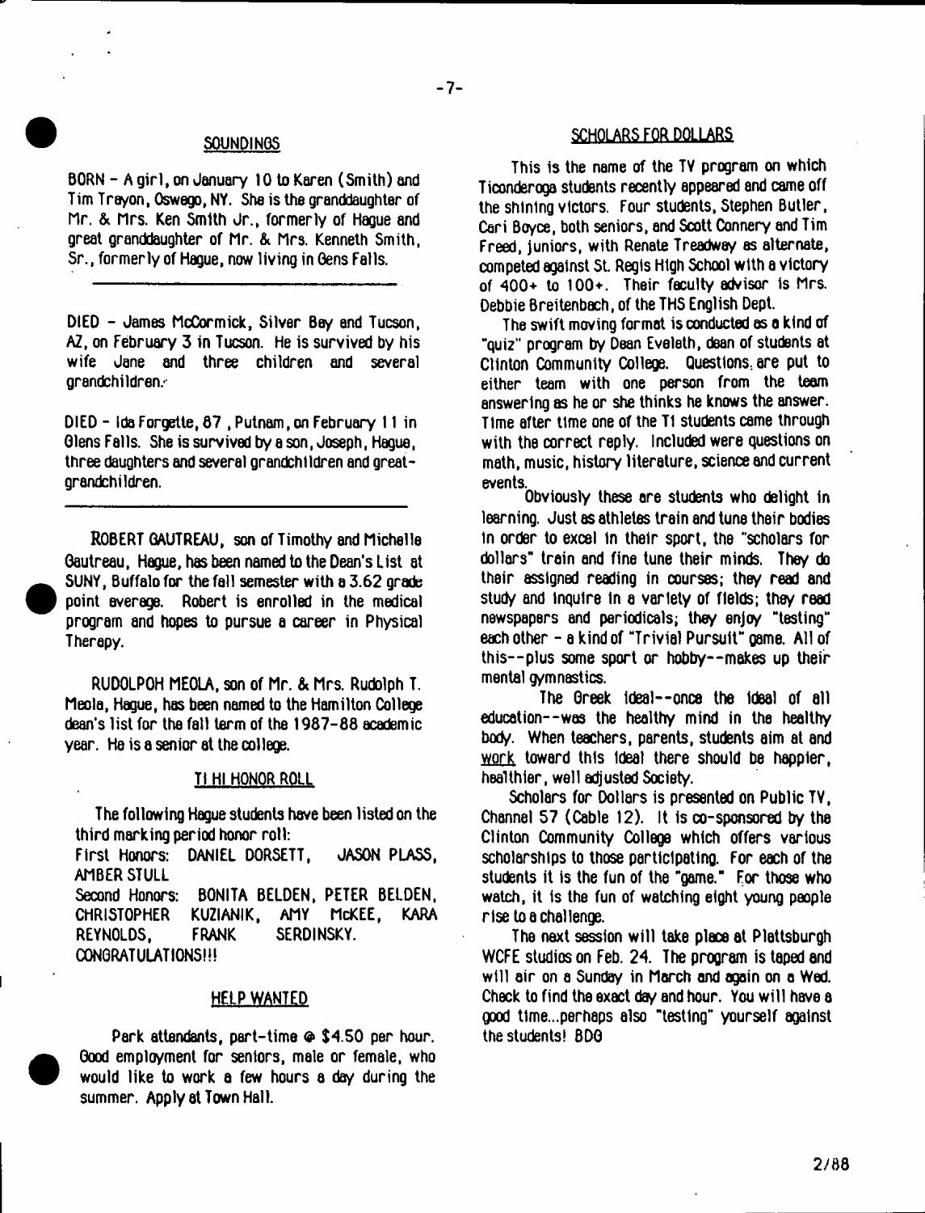## SOUNDINGS

BORN - A girl, on January 10 to Karen (Smith) and Tim Trayon, Oswego, NY. She is the granddaughter of Mr. & Mrs. Ken Smith Jr., formerly of Hague and great granddaughter of Mr. & Mrs. Kenneth Smith, Sr., formerly of Hague, now living in Gens Falls.

---

DIED - James McCormick, Silver Bay and Tucson, AZ, on February 3 in Tucson. He is survived by his wife Jane and three children and several grandchildren.

DIED - Ida Forgette, 87, Putnam, on February 11 in Glens Falls. She is survived by a son, Joseph, Hague, three daughters and several grandchildren and great-grandchildren.

---

ROBERT GAUTREAU, son of Timothy and Michelle Gautreau, Hague, has been named to the Dean's List at SUNY, Buffalo for the fall semester with a 3.62 grade point average. Robert is enrolled in the medical program and hopes to pursue a career in Physical Therapy.

RUDOLPOH MEOLA, son of Mr. & Mrs. Rudolph T. Meola, Hague, has been named to the Hamilton College dean's list for the fall term of the 1987-88 academic year. He is a senior at the college.

## TI HI HONOR ROLL

The following Hague students have been listed on the third marking period honor roll:

First Honors: DANIEL DORSETT, JASON PLASS, AMBER STULL

Second Honors: BONITA BELDEN, PETER BELDEN, CHRISTOPHER KUZIANIK, AMY McKEE, KARA REYNOLDS, FRANK SERDINSKY.

CONGRATULATIONS!!!

## HELP WANTED

Park attendants, part-time @ $4.50 per hour. Good employment for seniors, male or female, who would like to work a few hours a day during the summer. Apply at Town Hall.

## SCHOLARS FOR DOLLARS

This is the name of the TV program on which Ticonderoga students recently appeared and came off the shining victors. Four students, Stephen Butler, Cari Boyce, both seniors, and Scott Connery and Tim Freed, juniors, with Renate Treadway as alternate, competed against St. Regis High School with a victory of 400+ to 100+. Their faculty advisor is Mrs. Debbie Breitenbach, of the THS English Dept.

The swift moving format is conducted as a kind of "quiz" program by Dean Evelath, dean of students at Clinton Community College. Questions are put to either team with one person from the team answering as he or she thinks he knows the answer. Time after time one of the TI students came through with the correct reply. Included were questions on math, music, history literature, science and current events.

Obviously these are students who delight in learning. Just as athletes train and tune their bodies in order to excel in their sport, the "scholars for dollars" train and fine tune their minds. They do their assigned reading in courses; they read and study and inquire in a variety of fields; they read newspapers and periodicals; they enjoy "testing" each other - a kind of "Trivial Pursuit" game. All of this--plus some sport or hobby--makes up their mental gymnastics.

The Greek ideal--once the ideal of all education--was the healthy mind in the healthy body. When teachers, parents, students aim at and work toward this ideal there should be happier, healthier, well adjusted Society.

Scholars for Dollars is presented on Public TV, Channel 57 (Cable 12). It is co-sponsored by the Clinton Community College which offers various scholarships to those participating. For each of the students it is the fun of the "game." For those who watch, it is the fun of watching eight young people rise to a challenge.

The next session will take place at Plattsburgh WCFE studios on Feb. 24. The program is taped and will air on a Sunday in March and again on a Wed. Check to find the exact day and hour. You will have a good time...perhaps also "testing" yourself against the students! BDG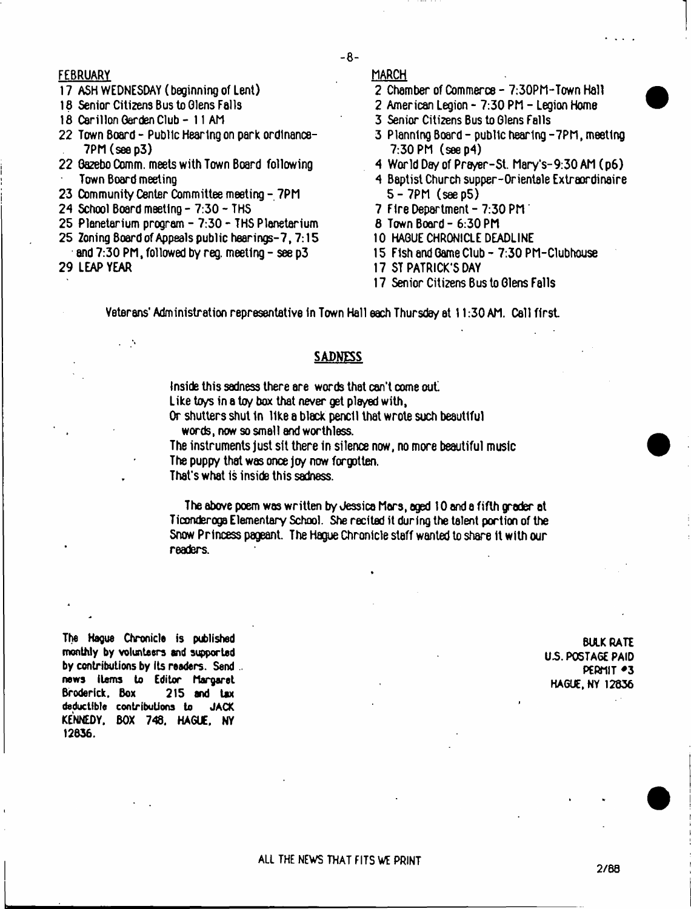## FEBRUARY

- 17 ASH WEDNESDAY (beginning of Lent)
- 18 Senior Citizens Bus to Glens Falls
- 18 Carillon Garden Club - 11 AM
- 22 Town Board - Public Hearing on park ordinance- 7PM (see p3)
- 22 Gazebo Comm. meets with Town Board following Town Board meeting
- 23 Community Center Committee meeting - 7PM
- 24 School Board meeting - 7:30 - THS
- 25 Planetarium program - 7:30 - THS Planetarium
- 25 Zoning Board of Appeals public hearings-7, 7:15 and 7:30 PM, followed by reg. meeting - see p3
- 29 LEAP YEAR

## MARCH

- 2 Chamber of Commerce - 7:30PM-Town Hall
- 2 American Legion - 7:30 PM - Legion Home
- 3 Senior Citizens Bus to Glens Falls
- 3 Planning Board - public hearing - 7PM, meeting 7:30 PM (see p4)
- 4 World Day of Prayer-St. Mary's-9:30 AM (p6)
- 4 Baptist Church supper-Orientale Extraordinaire 5 - 7PM (see p5)
- 7 Fire Department - 7:30 PM
- 8 Town Board - 6:30 PM
- 10 HAGUE CHRONICLE DEADLINE
- 15 Fish and Game Club - 7:30 PM-Clubhouse
- 17 ST PATRICK'S DAY
- 17 Senior Citizens Bus to Glens Falls

Veterans' Administration representative in Town Hall each Thursday at 11:30 AM. Call first.

## SADNESS

Inside this sadness there are words that can't come out.
Like toys in a toy box that never get played with,
Or shutters shut in like a black pencil that wrote such beautiful words, now so small and worthless.
The instruments just sit there in silence now, no more beautiful music
The puppy that was once joy now forgotten.
That's what is inside this sadness.

The above poem was written by Jessica Mars, aged 10 and a fifth grader at Ticonderoga Elementary School. She recited it during the talent portion of the Snow Princess pageant. The Hague Chronicle staff wanted to share it with our readers.

The Hague Chronicle is published monthly by volunteers and supported by contributions by its readers. Send news items to Editor Margaret Broderick, Box 215 and tax deductible contributions to JACK KENNEDY, BOX 748, HAGUE, NY 12836.

BULK RATE
U.S. POSTAGE PAID
PERMIT #3
HAGUE, NY 12836

ALL THE NEWS THAT FITS WE PRINT

2/88